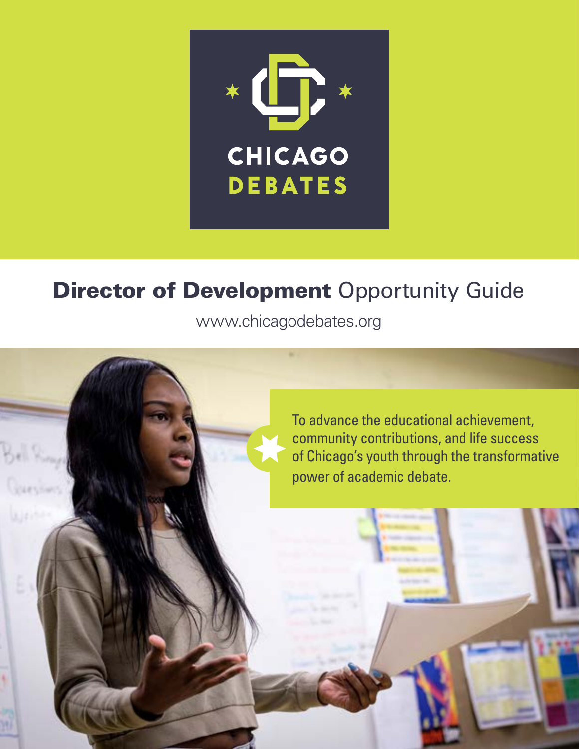CHICAGO DEBATES

# **Director of Development** Opportunity Guide

www.chicagodebates.org

To advance the educational achievement, community contributions, and life success of Chicago's youth through the transformative power of academic debate.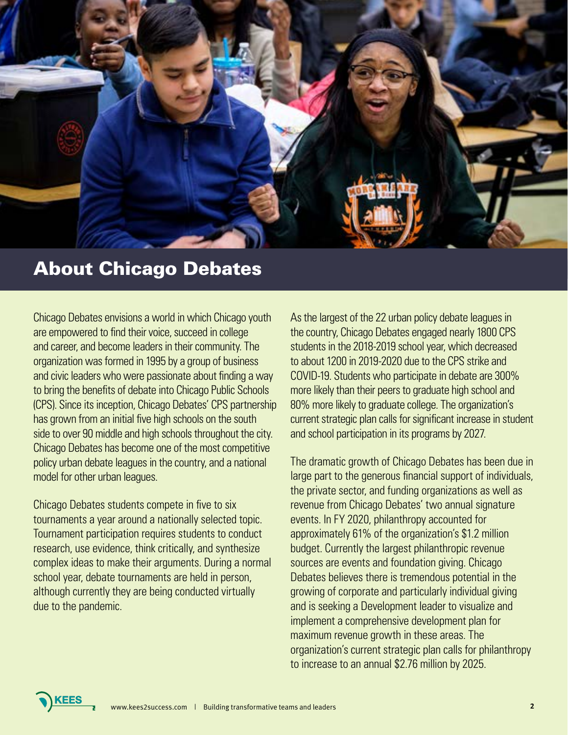## About Chicago Debates

Chicago Debates envisions a world in which Chicago youth are empowered to find their voice, succeed in college and career, and become leaders in their community. The organization was formed in 1995 by a group of business and civic leaders who were passionate about finding a way to bring the benefits of debate into Chicago Public Schools (CPS). Since its inception, Chicago Debates' CPS partnership has grown from an initial five high schools on the south side to over 90 middle and high schools throughout the city. Chicago Debates has become one of the most competitive policy urban debate leagues in the country, and a national model for other urban leagues.

Chicago Debates students compete in five to six tournaments a year around a nationally selected topic. Tournament participation requires students to conduct research, use evidence, think critically, and synthesize complex ideas to make their arguments. During a normal school year, debate tournaments are held in person, although currently they are being conducted virtually due to the pandemic.

As the largest of the 22 urban policy debate leagues in the country, Chicago Debates engaged nearly 1800 CPS students in the 2018-2019 school year, which decreased to about 1200 in 2019-2020 due to the CPS strike and COVID-19. Students who participate in debate are 300% more likely than their peers to graduate high school and 80% more likely to graduate college. The organization's current strategic plan calls for significant increase in student and school participation in its programs by 2027.

The dramatic growth of Chicago Debates has been due in large part to the generous financial support of individuals, the private sector, and funding organizations as well as revenue from Chicago Debates' two annual signature events. In FY 2020, philanthropy accounted for approximately 61% of the organization's $1.2 million budget. Currently the largest philanthropic revenue sources are events and foundation giving. Chicago Debates believes there is tremendous potential in the growing of corporate and particularly individual giving and is seeking a Development leader to visualize and implement a comprehensive development plan for maximum revenue growth in these areas. The organization's current strategic plan calls for philanthropy to increase to an annual $2.76 million by 2025.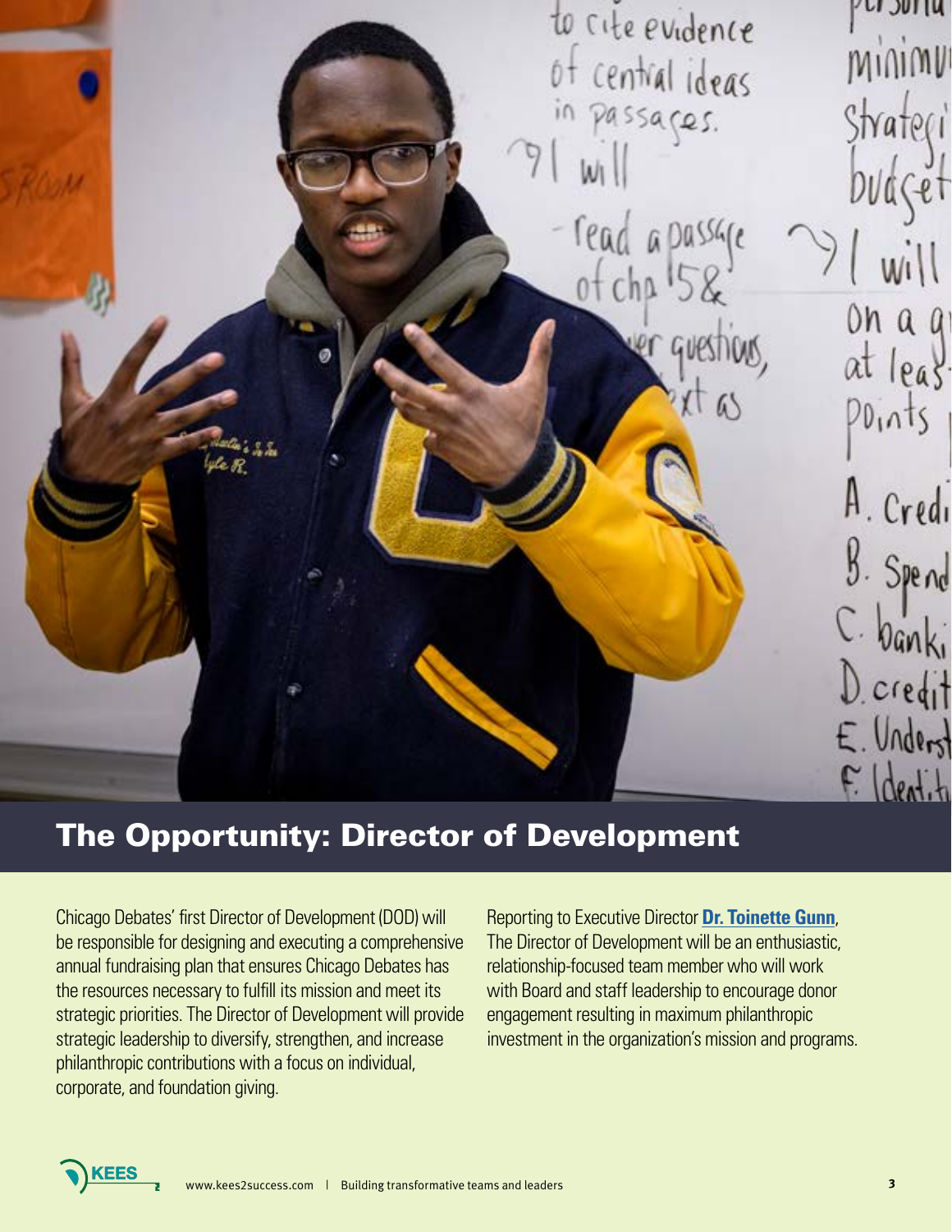## The Opportunity: Director of Development

Chicago Debates' first Director of Development (DOD) will be responsible for designing and executing a comprehensive annual fundraising plan that ensures Chicago Debates has the resources necessary to fulfill its mission and meet its strategic priorities. The Director of Development will provide strategic leadership to diversify, strengthen, and increase philanthropic contributions with a focus on individual, corporate, and foundation giving.

Reporting to Executive Director **Dr. Toinette Gunn**, The Director of Development will be an enthusiastic, relationship-focused team member who will work with Board and staff leadership to encourage donor engagement resulting in maximum philanthropic investment in the organization's mission and programs.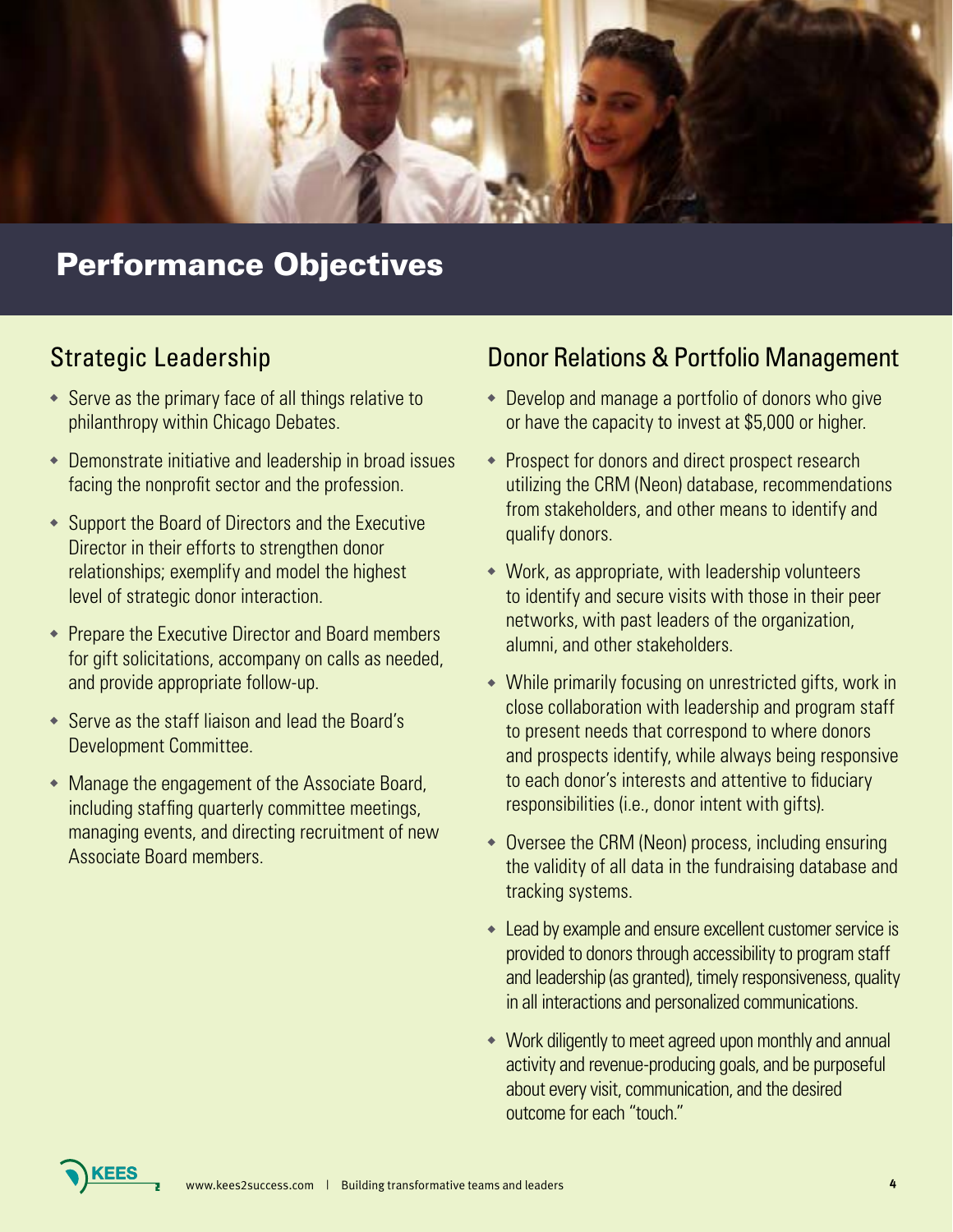# Performance Objectives

## Strategic Leadership

- Serve as the primary face of all things relative to philanthropy within Chicago Debates.
- Demonstrate initiative and leadership in broad issues facing the nonprofit sector and the profession.
- Support the Board of Directors and the Executive Director in their efforts to strengthen donor relationships; exemplify and model the highest level of strategic donor interaction.
- Prepare the Executive Director and Board members for gift solicitations, accompany on calls as needed, and provide appropriate follow-up.
- Serve as the staff liaison and lead the Board's Development Committee.
- Manage the engagement of the Associate Board, including staffing quarterly committee meetings, managing events, and directing recruitment of new Associate Board members.

## Donor Relations & Portfolio Management

- Develop and manage a portfolio of donors who give or have the capacity to invest at $5,000 or higher.
- Prospect for donors and direct prospect research utilizing the CRM (Neon) database, recommendations from stakeholders, and other means to identify and qualify donors.
- Work, as appropriate, with leadership volunteers to identify and secure visits with those in their peer networks, with past leaders of the organization, alumni, and other stakeholders.
- While primarily focusing on unrestricted gifts, work in close collaboration with leadership and program staff to present needs that correspond to where donors and prospects identify, while always being responsive to each donor's interests and attentive to fiduciary responsibilities (i.e., donor intent with gifts).
- Oversee the CRM (Neon) process, including ensuring the validity of all data in the fundraising database and tracking systems.
- Lead by example and ensure excellent customer service is provided to donors through accessibility to program staff and leadership (as granted), timely responsiveness, quality in all interactions and personalized communications.
- Work diligently to meet agreed upon monthly and annual activity and revenue-producing goals, and be purposeful about every visit, communication, and the desired outcome for each "touch."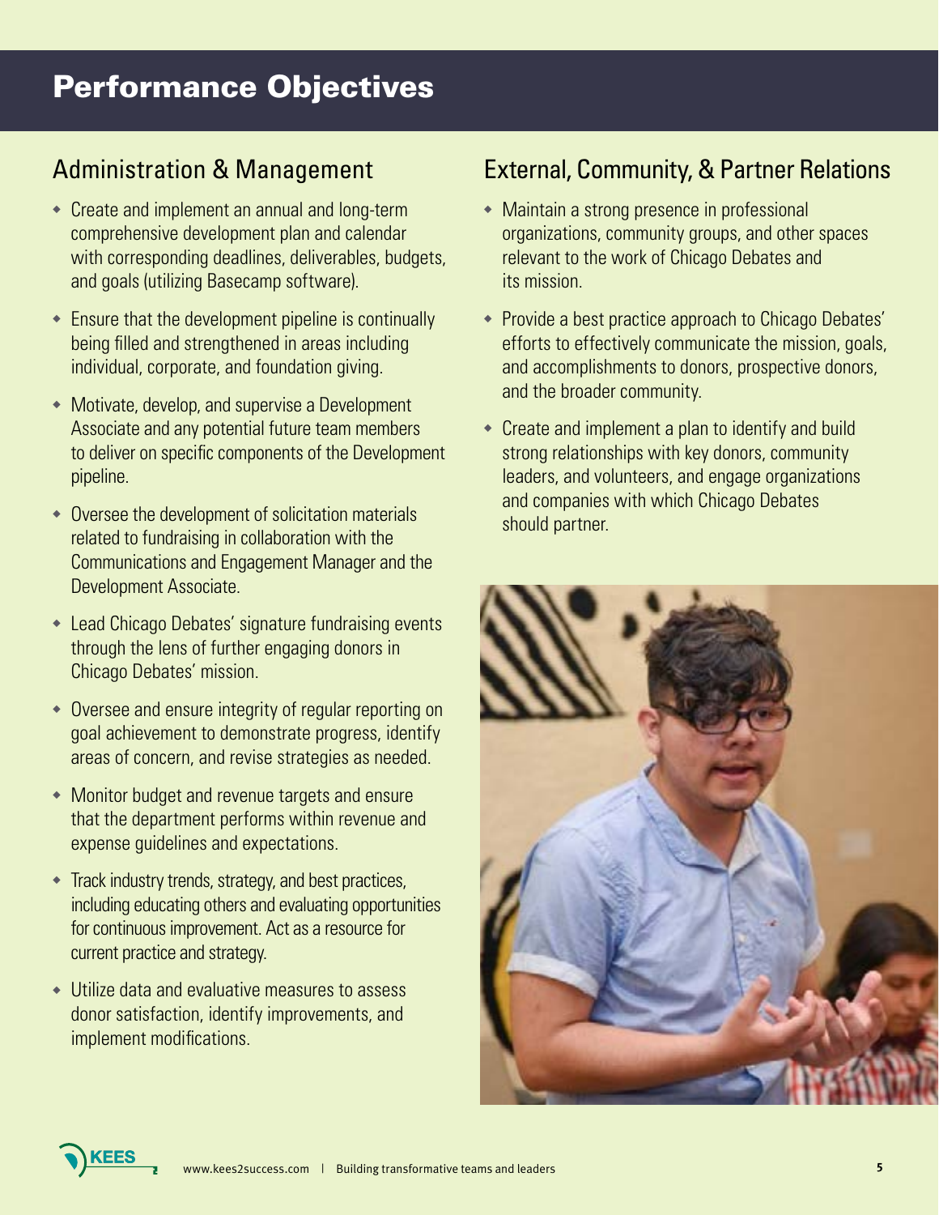# Performance Objectives

## Administration & Management

- Create and implement an annual and long-term comprehensive development plan and calendar with corresponding deadlines, deliverables, budgets, and goals (utilizing Basecamp software).
- Ensure that the development pipeline is continually being filled and strengthened in areas including individual, corporate, and foundation giving.
- Motivate, develop, and supervise a Development Associate and any potential future team members to deliver on specific components of the Development pipeline.
- Oversee the development of solicitation materials related to fundraising in collaboration with the Communications and Engagement Manager and the Development Associate.
- Lead Chicago Debates' signature fundraising events through the lens of further engaging donors in Chicago Debates' mission.
- Oversee and ensure integrity of regular reporting on goal achievement to demonstrate progress, identify areas of concern, and revise strategies as needed.
- Monitor budget and revenue targets and ensure that the department performs within revenue and expense guidelines and expectations.
- Track industry trends, strategy, and best practices, including educating others and evaluating opportunities for continuous improvement. Act as a resource for current practice and strategy.
- Utilize data and evaluative measures to assess donor satisfaction, identify improvements, and implement modifications.

## External, Community, & Partner Relations

- Maintain a strong presence in professional organizations, community groups, and other spaces relevant to the work of Chicago Debates and its mission.
- Provide a best practice approach to Chicago Debates' efforts to effectively communicate the mission, goals, and accomplishments to donors, prospective donors, and the broader community.
- Create and implement a plan to identify and build strong relationships with key donors, community leaders, and volunteers, and engage organizations and companies with which Chicago Debates should partner.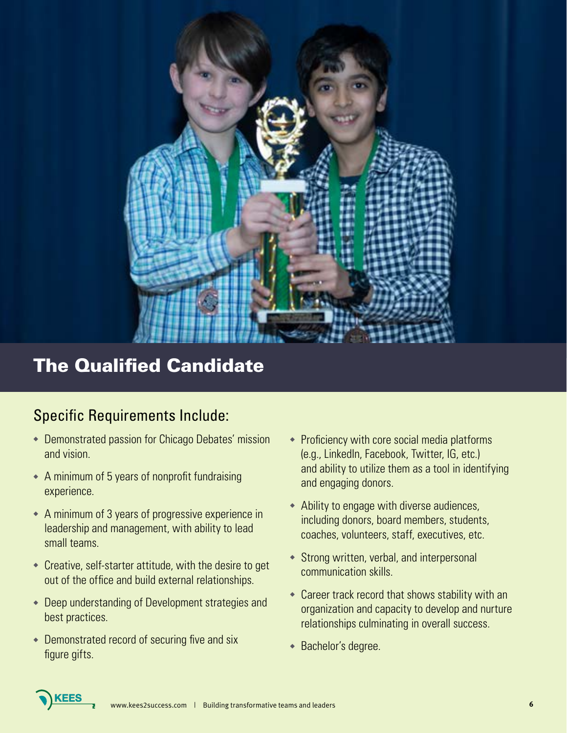# The Qualified Candidate

## Specific Requirements Include:

- Demonstrated passion for Chicago Debates' mission and vision.
- A minimum of 5 years of nonprofit fundraising experience.
- A minimum of 3 years of progressive experience in leadership and management, with ability to lead small teams.
- Creative, self-starter attitude, with the desire to get out of the office and build external relationships.
- Deep understanding of Development strategies and best practices.
- Demonstrated record of securing five and six figure gifts.
- Proficiency with core social media platforms (e.g., LinkedIn, Facebook, Twitter, IG, etc.) and ability to utilize them as a tool in identifying and engaging donors.
- Ability to engage with diverse audiences, including donors, board members, students, coaches, volunteers, staff, executives, etc.
- Strong written, verbal, and interpersonal communication skills.
- Career track record that shows stability with an organization and capacity to develop and nurture relationships culminating in overall success.
- Bachelor's degree.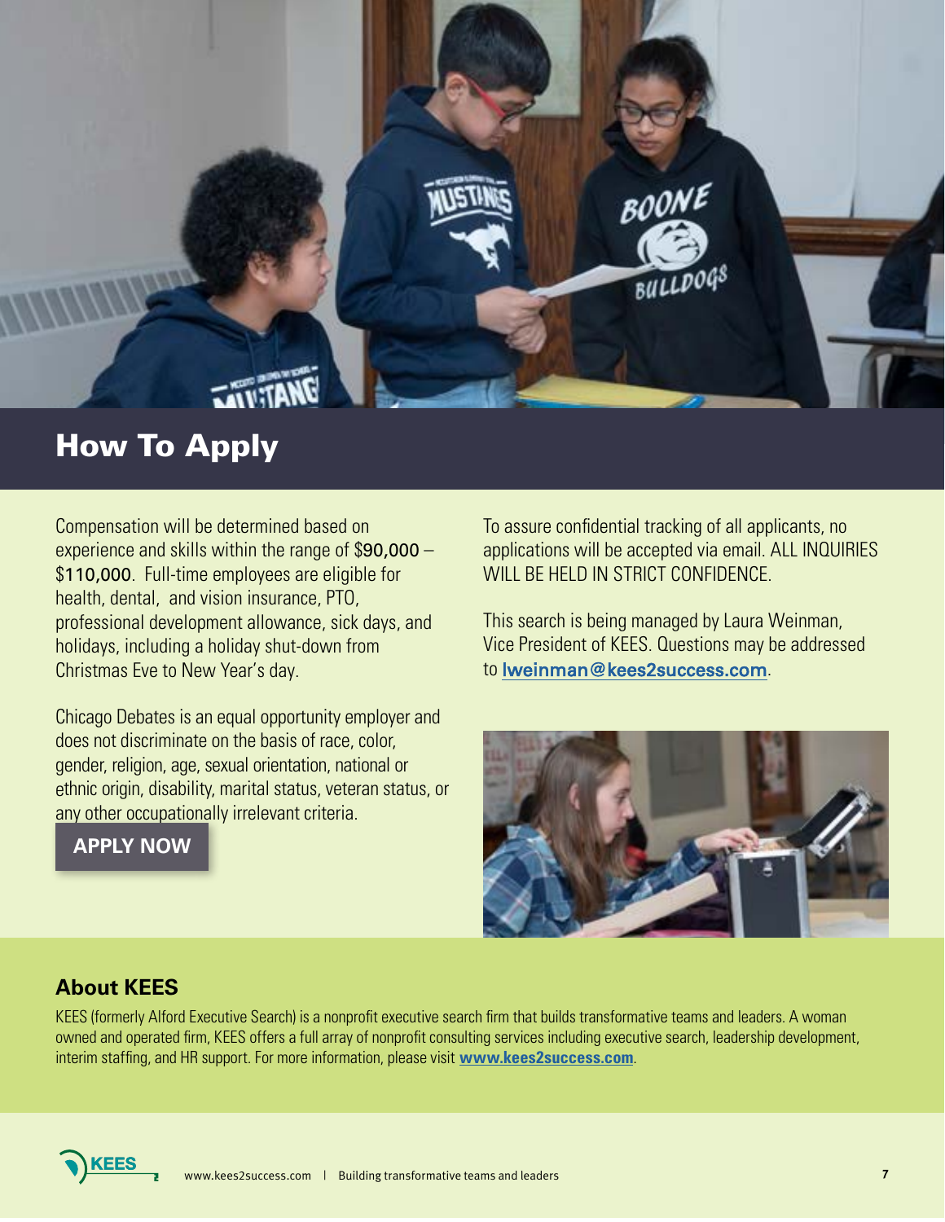# How To Apply

Compensation will be determined based on experience and skills within the range of $90,000 – $110,000. Full-time employees are eligible for health, dental, and vision insurance, PTO, professional development allowance, sick days, and holidays, including a holiday shut-down from Christmas Eve to New Year's day.

Chicago Debates is an equal opportunity employer and does not discriminate on the basis of race, color, gender, religion, age, sexual orientation, national or ethnic origin, disability, marital status, veteran status, or any other occupationally irrelevant criteria.

**APPLY NOW**

To assure confidential tracking of all applicants, no applications will be accepted via email. ALL INQUIRIES WILL BE HELD IN STRICT CONFIDENCE.

This search is being managed by Laura Weinman, Vice President of KEES. Questions may be addressed to **lweinman@kees2success.com**.

## About KEES

KEES (formerly Alford Executive Search) is a nonprofit executive search firm that builds transformative teams and leaders. A woman owned and operated firm, KEES offers a full array of nonprofit consulting services including executive search, leadership development, interim staffing, and HR support. For more information, please visit **www.kees2success.com**.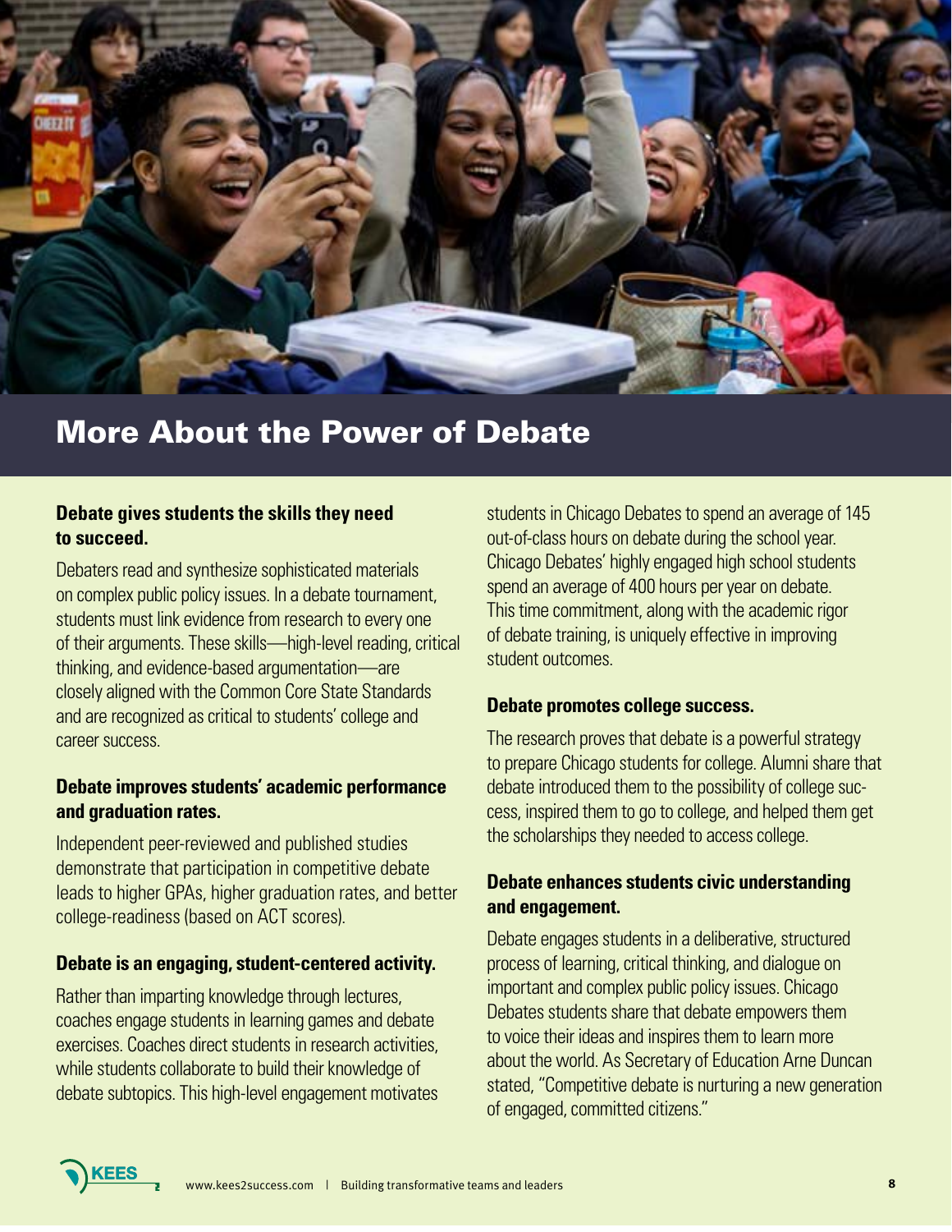## More About the Power of Debate

**Debate gives students the skills they need to succeed.**

Debaters read and synthesize sophisticated materials on complex public policy issues. In a debate tournament, students must link evidence from research to every one of their arguments. These skills—high-level reading, critical thinking, and evidence-based argumentation—are closely aligned with the Common Core State Standards and are recognized as critical to students' college and career success.

**Debate improves students' academic performance and graduation rates.**

Independent peer-reviewed and published studies demonstrate that participation in competitive debate leads to higher GPAs, higher graduation rates, and better college-readiness (based on ACT scores).

**Debate is an engaging, student-centered activity.**

Rather than imparting knowledge through lectures, coaches engage students in learning games and debate exercises. Coaches direct students in research activities, while students collaborate to build their knowledge of debate subtopics. This high-level engagement motivates students in Chicago Debates to spend an average of 145 out-of-class hours on debate during the school year. Chicago Debates' highly engaged high school students spend an average of 400 hours per year on debate. This time commitment, along with the academic rigor of debate training, is uniquely effective in improving student outcomes.

**Debate promotes college success.**

The research proves that debate is a powerful strategy to prepare Chicago students for college. Alumni share that debate introduced them to the possibility of college success, inspired them to go to college, and helped them get the scholarships they needed to access college.

**Debate enhances students civic understanding and engagement.**

Debate engages students in a deliberative, structured process of learning, critical thinking, and dialogue on important and complex public policy issues. Chicago Debates students share that debate empowers them to voice their ideas and inspires them to learn more about the world. As Secretary of Education Arne Duncan stated, "Competitive debate is nurturing a new generation of engaged, committed citizens."